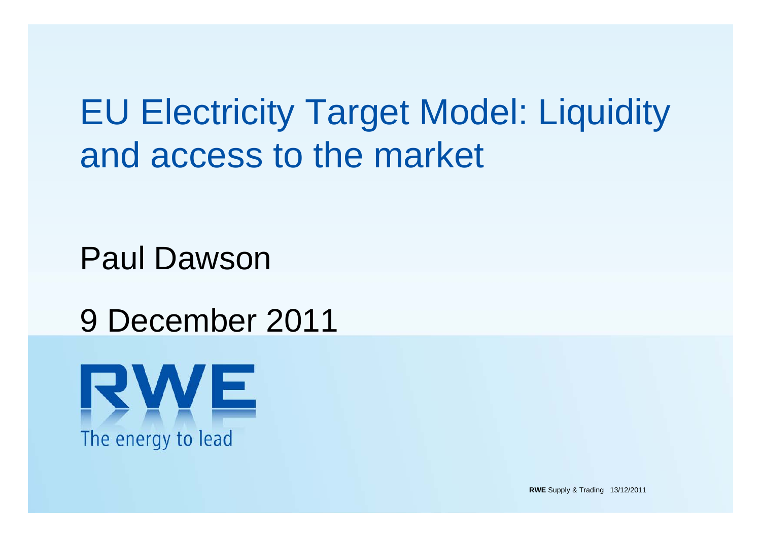# EU Electricity Target Model: Liquidity and access to the market

Paul Dawson

9 December 2011

RWE

The energy to lead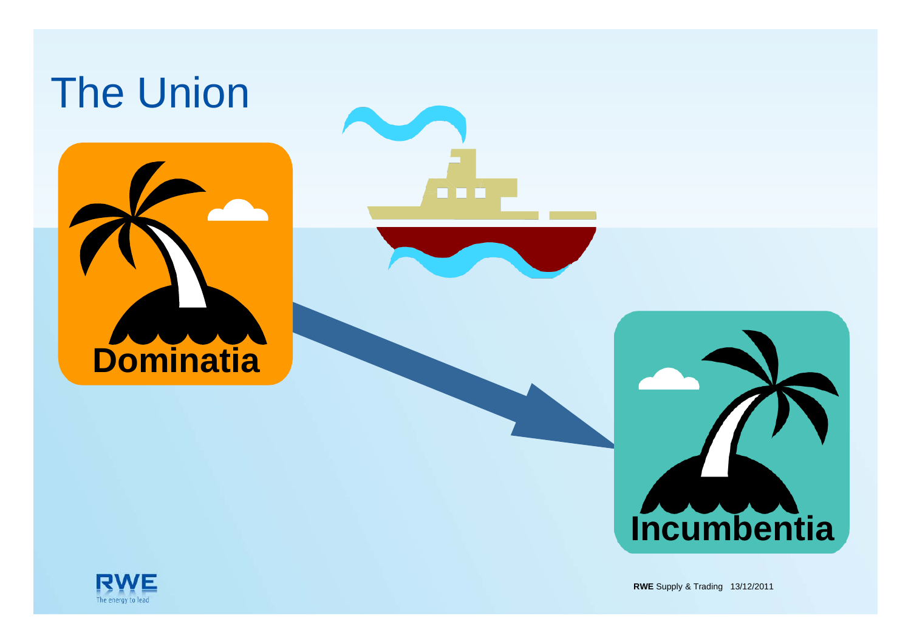# The Union

Dominatia

Incumbentia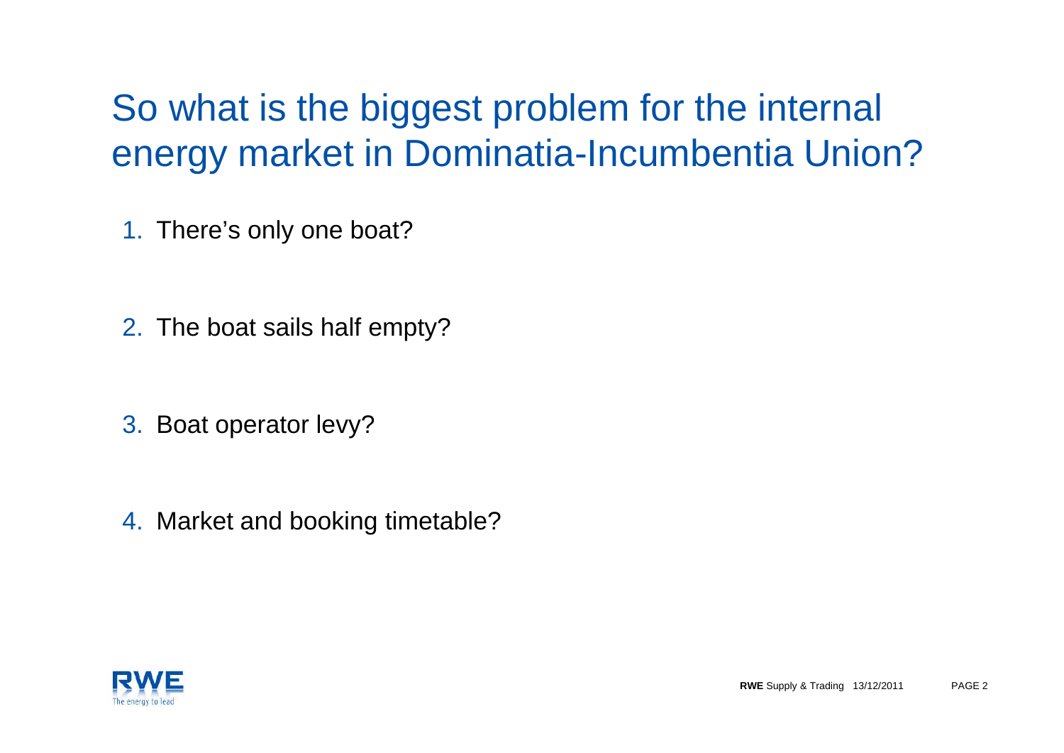# So what is the biggest problem for the internal energy market in Dominatia-Incumbentia Union?

1. There's only one boat?

2. The boat sails half empty?

3. Boat operator levy?

4. Market and booking timetable?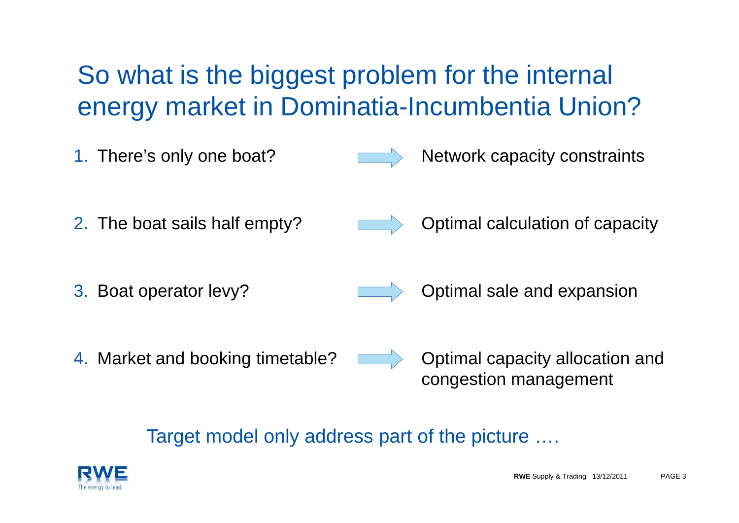# So what is the biggest problem for the internal energy market in Dominatia-Incumbentia Union?

1. There's only one boat? → Network capacity constraints
2. The boat sails half empty? → Optimal calculation of capacity
3. Boat operator levy? → Optimal sale and expansion
4. Market and booking timetable? → Optimal capacity allocation and congestion management

Target model only address part of the picture ….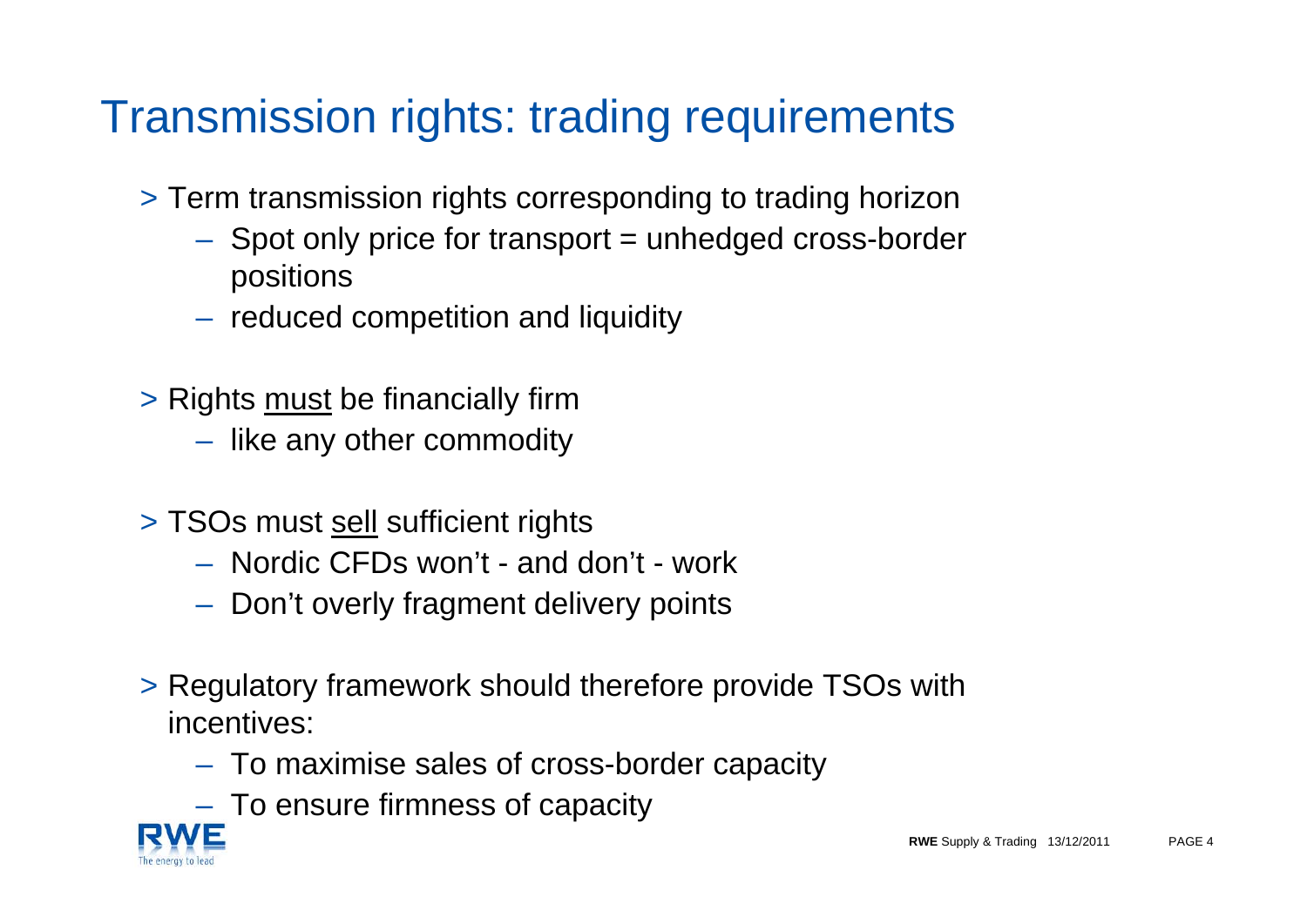# Transmission rights: trading requirements

- Term transmission rights corresponding to trading horizon
  - Spot only price for transport = unhedged cross-border positions
  - reduced competition and liquidity
- Rights <u>must</u> be financially firm
  - like any other commodity
- TSOs must <u>sell</u> sufficient rights
  - Nordic CFDs won't - and don't - work
  - Don't overly fragment delivery points
- Regulatory framework should therefore provide TSOs with incentives:
  - To maximise sales of cross-border capacity
  - To ensure firmness of capacity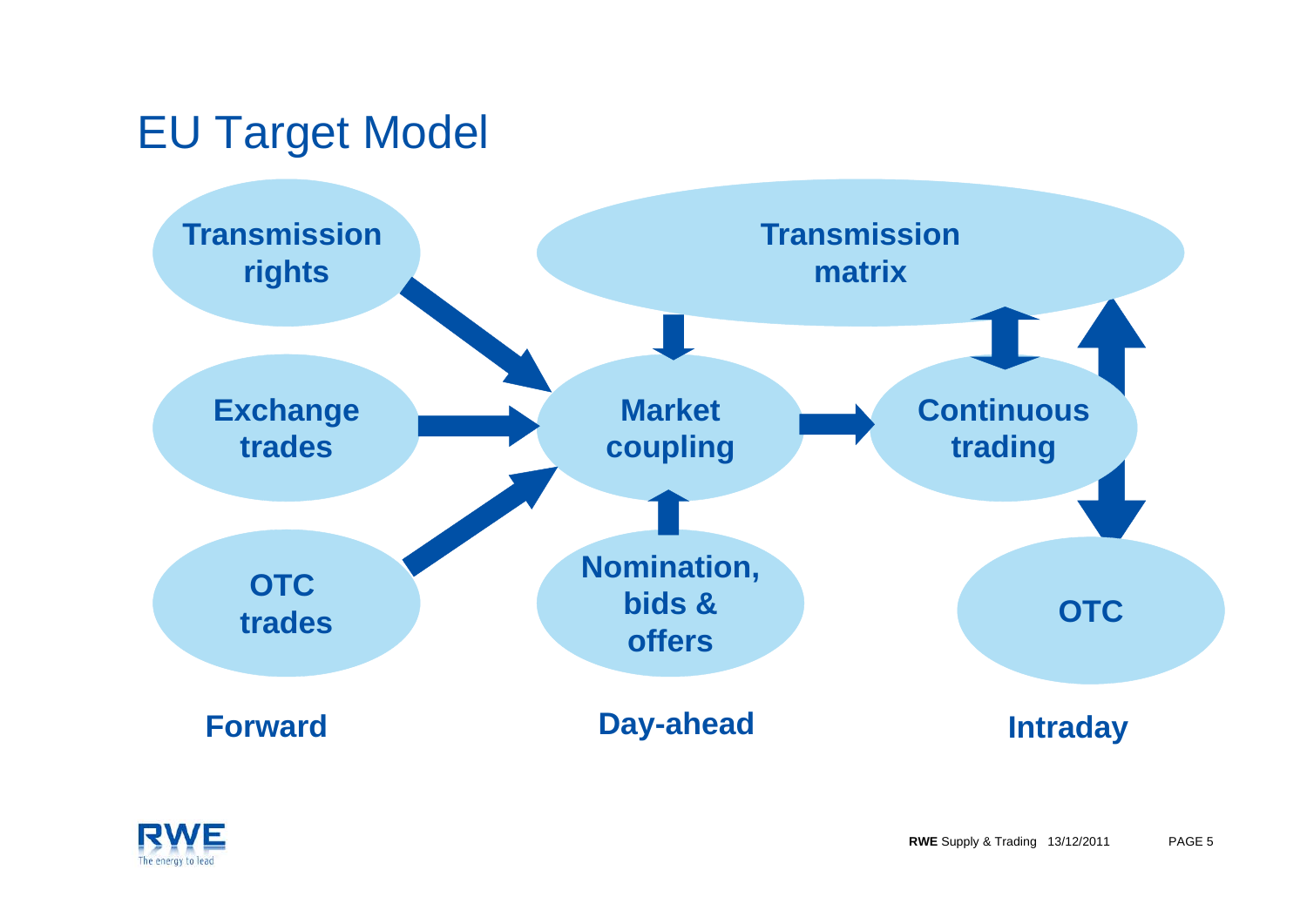# EU Target Model

Transmission rights

Exchange trades

OTC trades

Transmission matrix

Market coupling

Nomination, bids & offers

Continuous trading

OTC

Forward

Day-ahead

Intraday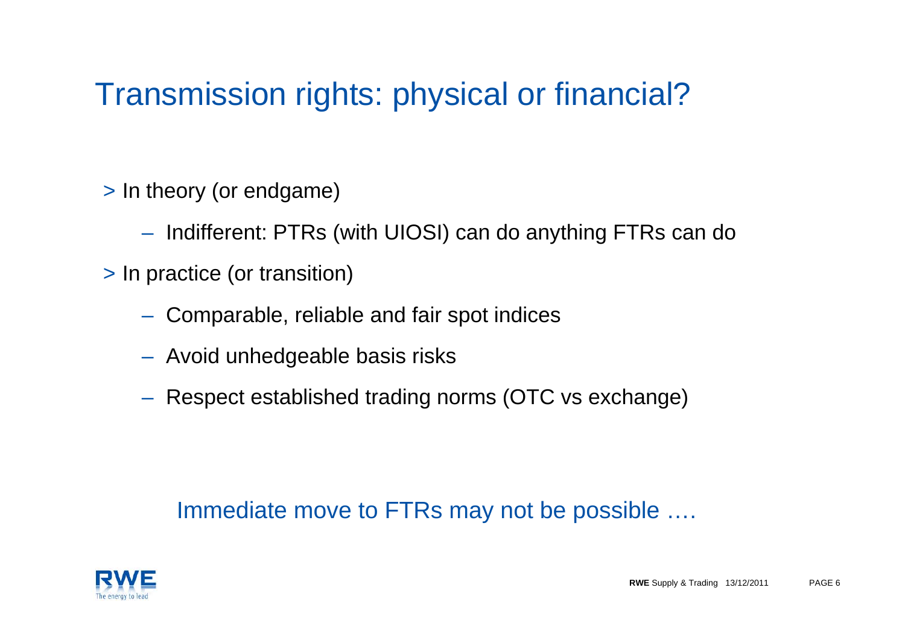# Transmission rights: physical or financial?

> In theory (or endgame)

- Indifferent: PTRs (with UIOSI) can do anything FTRs can do

> In practice (or transition)

- Comparable, reliable and fair spot indices
- Avoid unhedgeable basis risks
- Respect established trading norms (OTC vs exchange)

Immediate move to FTRs may not be possible ….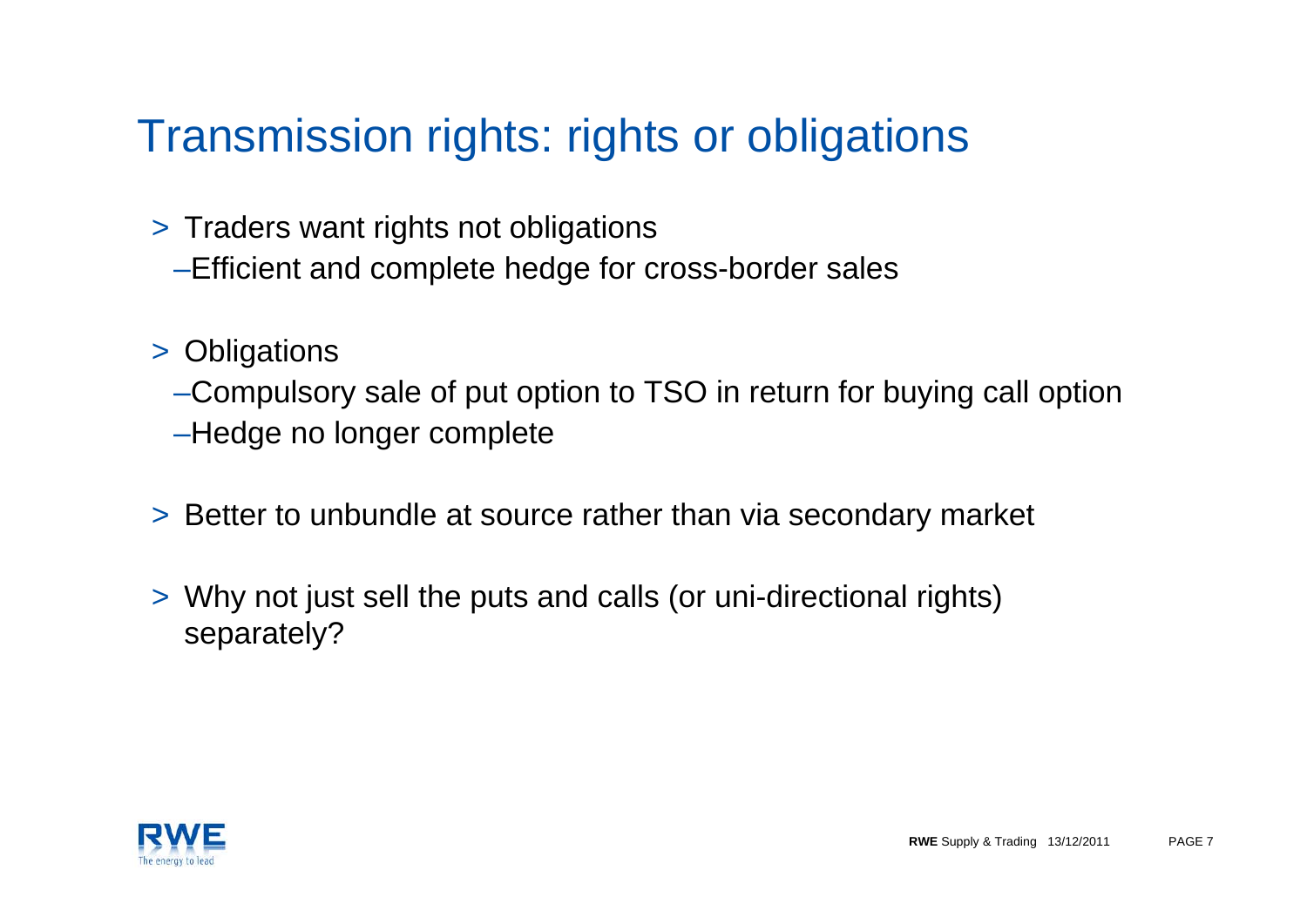# Transmission rights: rights or obligations

> Traders want rights not obligations
  - Efficient and complete hedge for cross-border sales

> Obligations
  - Compulsory sale of put option to TSO in return for buying call option
  - Hedge no longer complete

> Better to unbundle at source rather than via secondary market

> Why not just sell the puts and calls (or uni-directional rights) separately?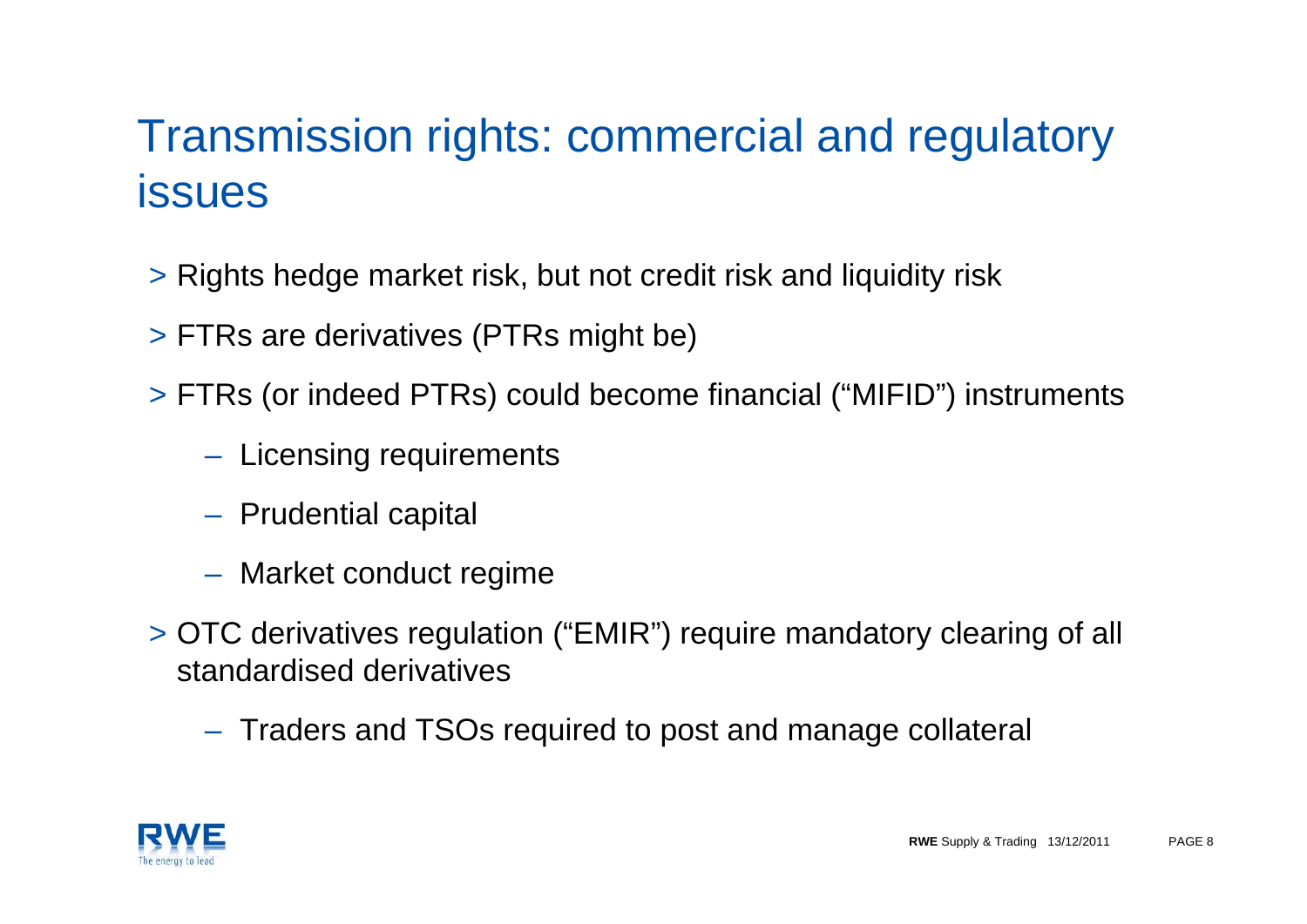# Transmission rights: commercial and regulatory issues

> Rights hedge market risk, but not credit risk and liquidity risk

> FTRs are derivatives (PTRs might be)

> FTRs (or indeed PTRs) could become financial (“MIFID”) instruments

- Licensing requirements
- Prudential capital
- Market conduct regime

> OTC derivatives regulation (“EMIR”) require mandatory clearing of all standardised derivatives

- Traders and TSOs required to post and manage collateral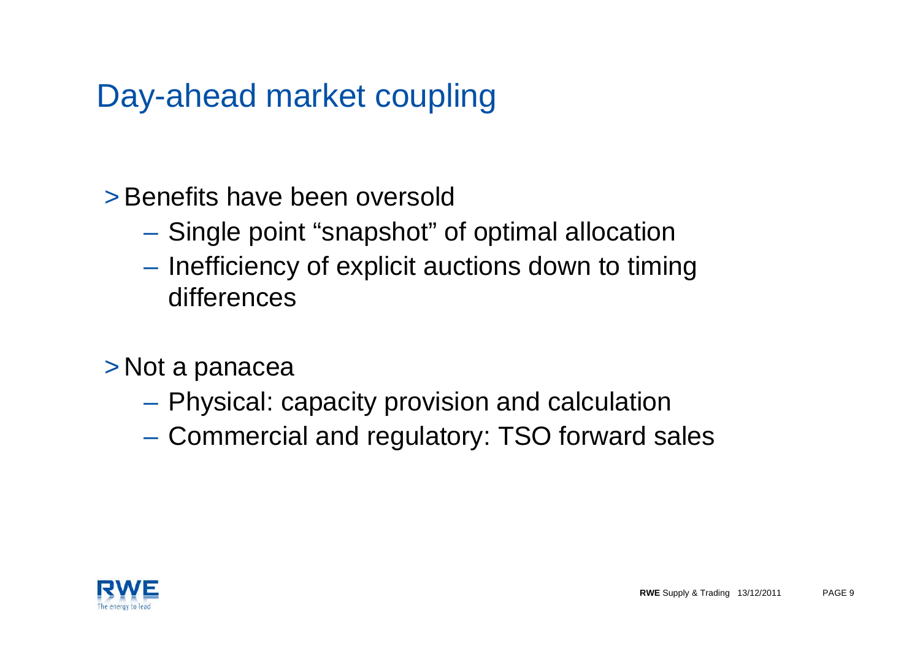# Day-ahead market coupling

> Benefits have been oversold
  - Single point "snapshot" of optimal allocation
  - Inefficiency of explicit auctions down to timing differences

> Not a panacea
  - Physical: capacity provision and calculation
  - Commercial and regulatory: TSO forward sales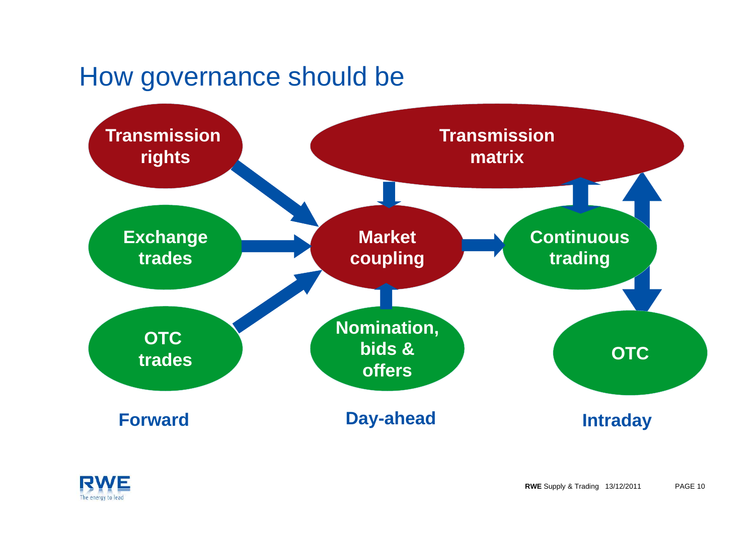# How governance should be

Transmission rights

Transmission matrix

Exchange trades

Market coupling

Continuous trading

OTC trades

Nomination, bids & offers

OTC

Forward

Day-ahead

Intraday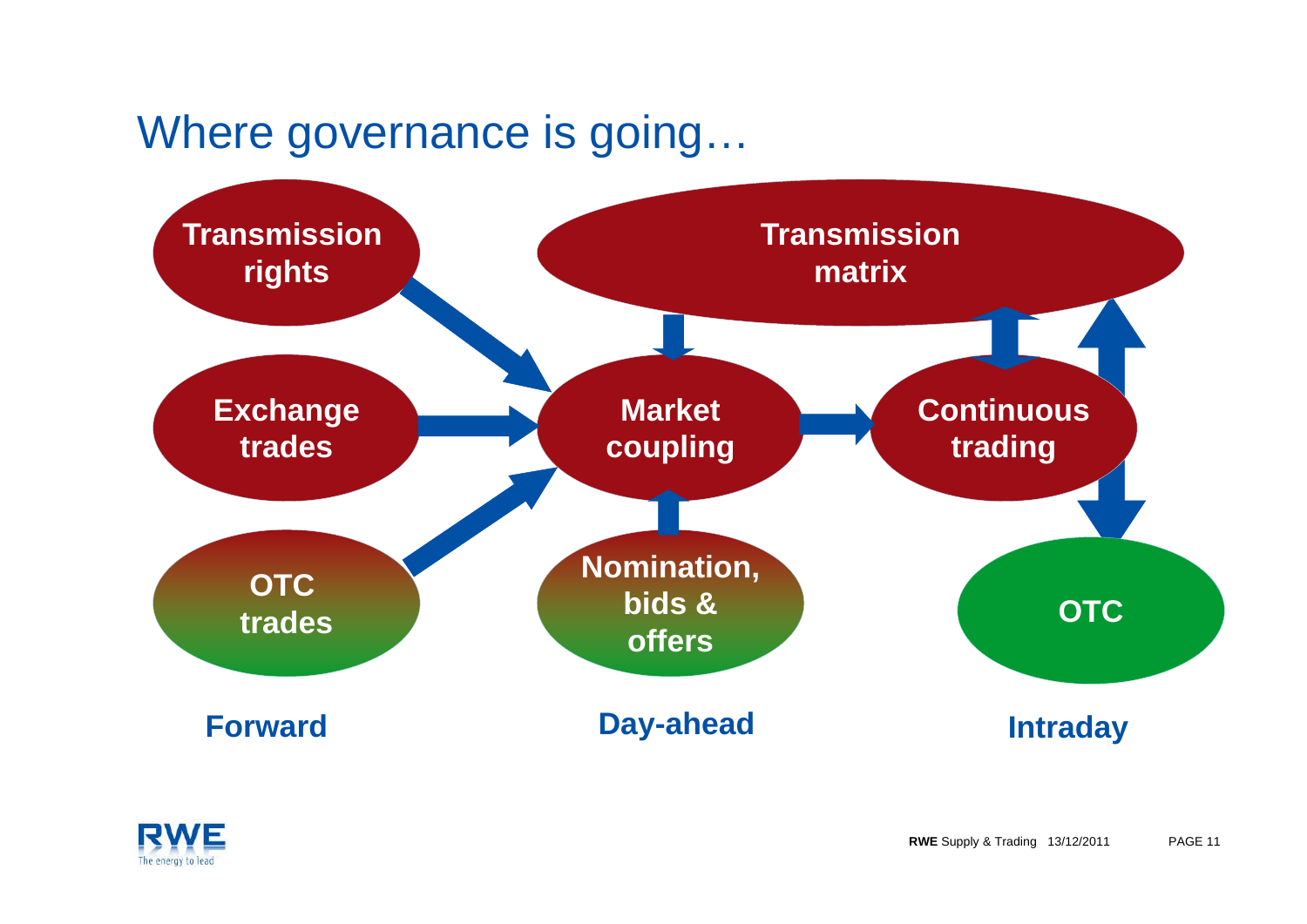# Where governance is going…

Transmission rights

Exchange trades

OTC trades

Transmission matrix

Market coupling

Nomination, bids & offers

Continuous trading

OTC

Forward

Day-ahead

Intraday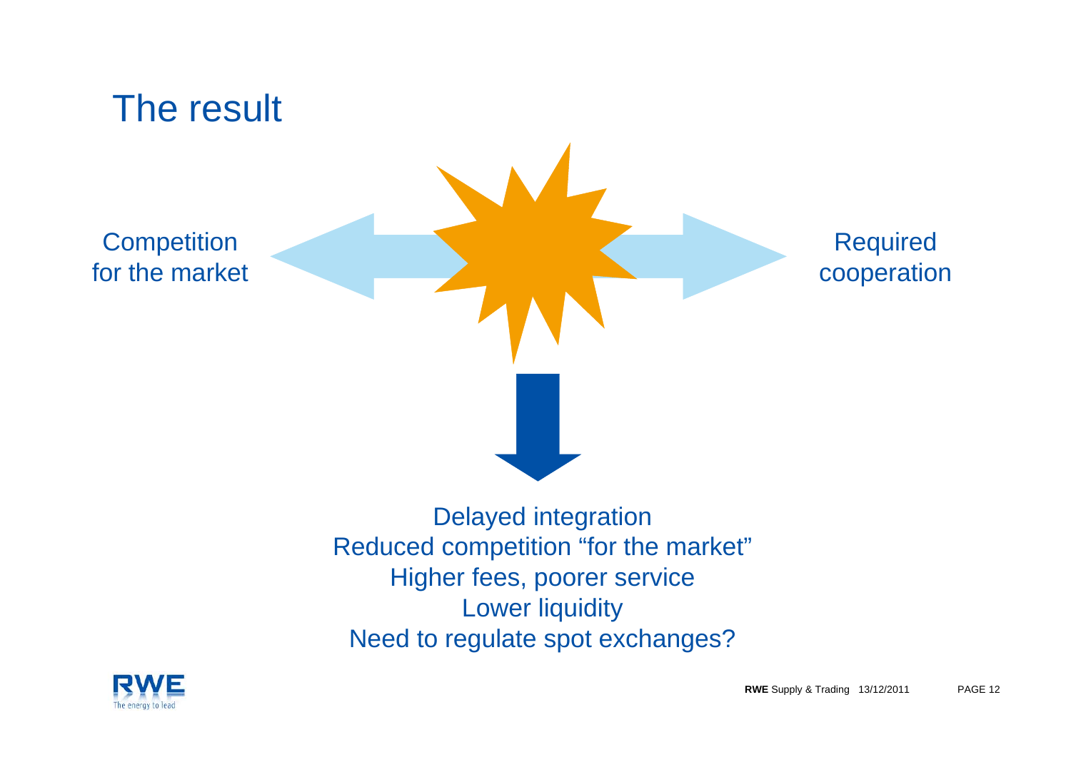# The result

Competition for the market

Required cooperation

Delayed integration
Reduced competition “for the market”
Higher fees, poorer service
Lower liquidity
Need to regulate spot exchanges?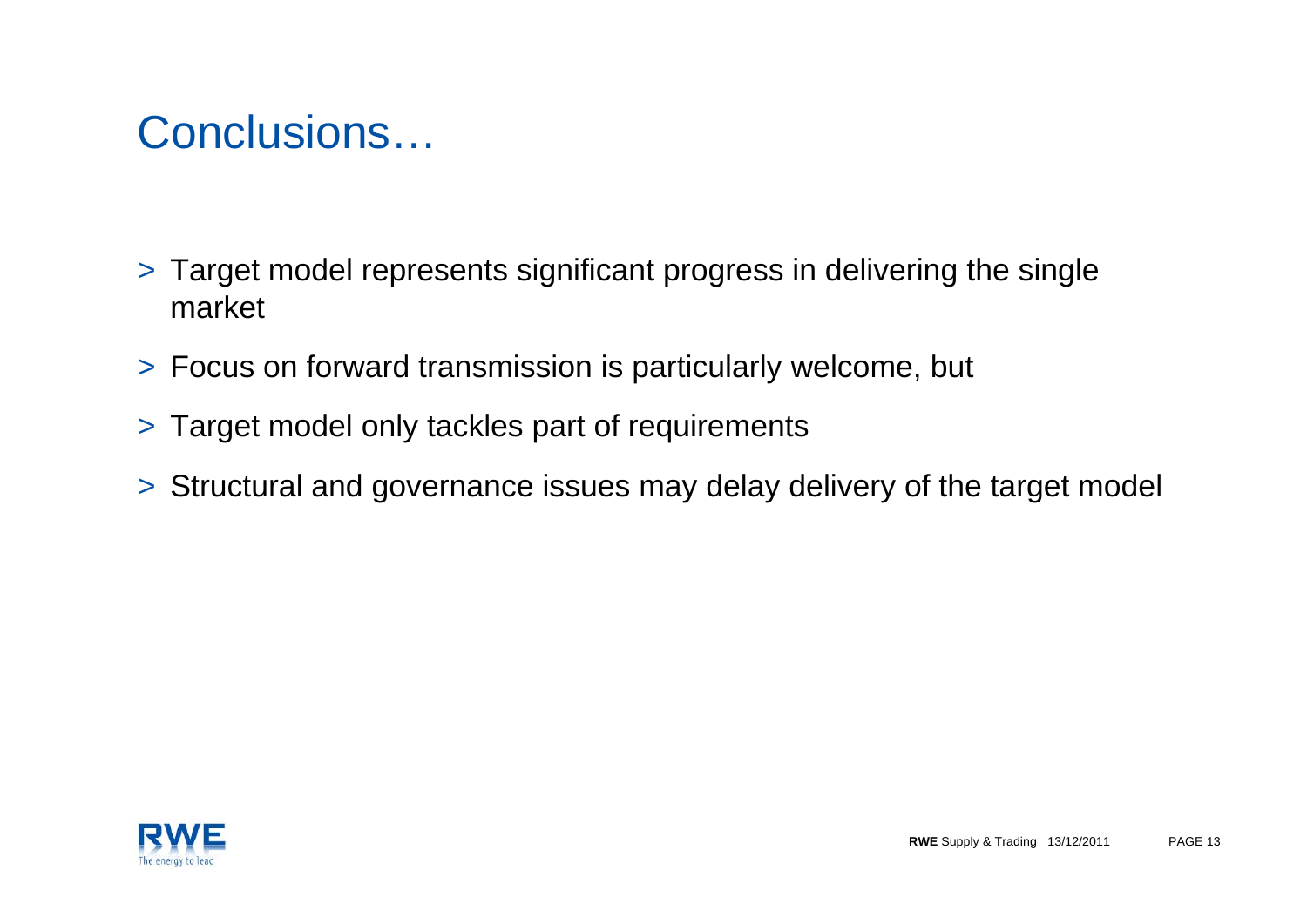# Conclusions…

- Target model represents significant progress in delivering the single market
- Focus on forward transmission is particularly welcome, but
- Target model only tackles part of requirements
- Structural and governance issues may delay delivery of the target model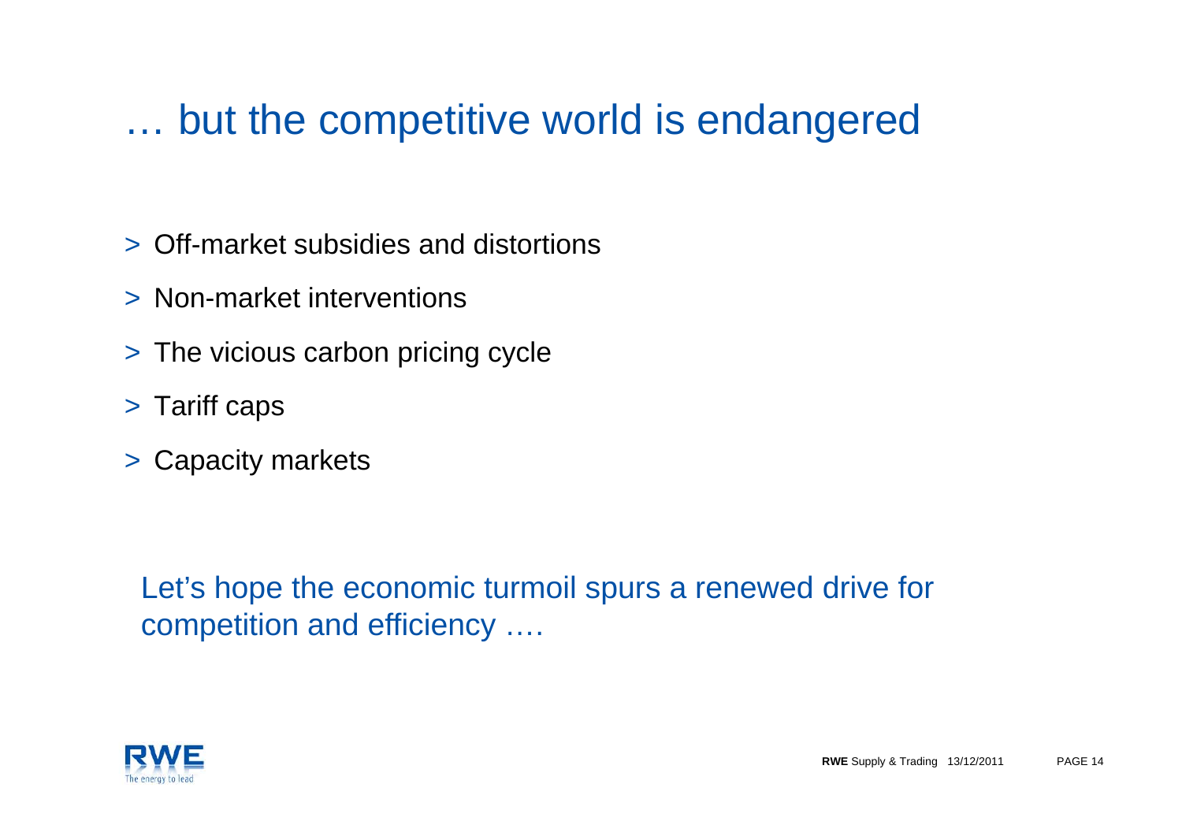# … but the competitive world is endangered

- Off-market subsidies and distortions
- Non-market interventions
- The vicious carbon pricing cycle
- Tariff caps
- Capacity markets

Let's hope the economic turmoil spurs a renewed drive for competition and efficiency ….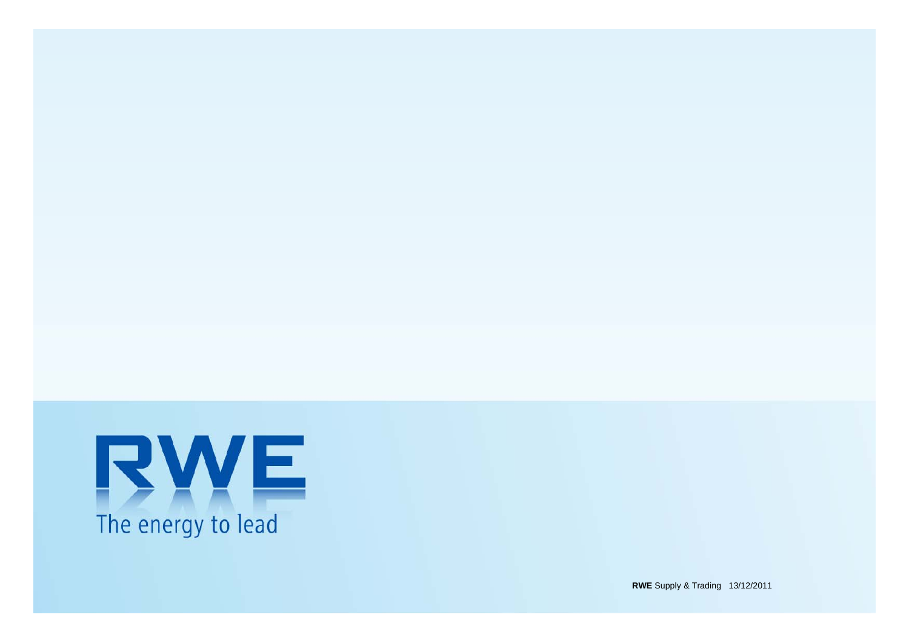RWE

The energy to lead

**RWE** Supply & Trading 13/12/2011